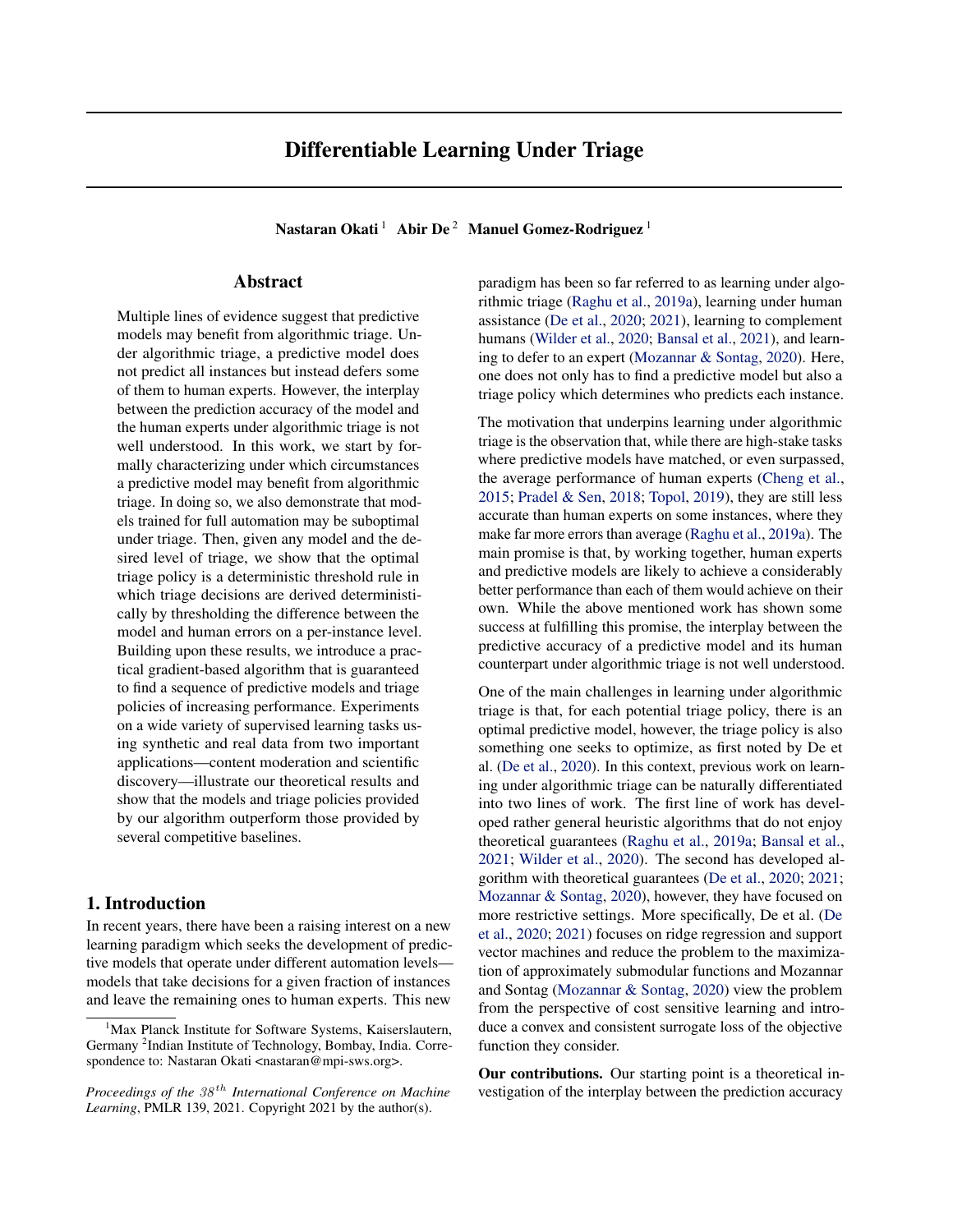# Differentiable Learning Under Triage

**Nastaran Okati**[1] **Abir De**[2] **Manuel Gomez-Rodriguez**[1]

## Abstract

Multiple lines of evidence suggest that predictive models may benefit from algorithmic triage. Under algorithmic triage, a predictive model does not predict all instances but instead defers some of them to human experts. However, the interplay between the prediction accuracy of the model and the human experts under algorithmic triage is not well understood. In this work, we start by formally characterizing under which circumstances a predictive model may benefit from algorithmic triage. In doing so, we also demonstrate that models trained for full automation may be suboptimal under triage. Then, given any model and the desired level of triage, we show that the optimal triage policy is a deterministic threshold rule in which triage decisions are derived deterministically by thresholding the difference between the model and human errors on a per-instance level. Building upon these results, we introduce a practical gradient-based algorithm that is guaranteed to find a sequence of predictive models and triage policies of increasing performance. Experiments on a wide variety of supervised learning tasks using synthetic and real data from two important applications—content moderation and scientific discovery—illustrate our theoretical results and show that the models and triage policies provided by our algorithm outperform those provided by several competitive baselines.

## 1. Introduction

In recent years, there have been a raising interest on a new learning paradigm which seeks the development of predictive models that operate under different automation levels—models that take decisions for a given fraction of instances and leave the remaining ones to human experts. This new paradigm has been so far referred to as learning under algorithmic triage (Raghu et al., 2019a), learning under human assistance (De et al., 2020; 2021), learning to complement humans (Wilder et al., 2020; Bansal et al., 2021), and learning to defer to an expert (Mozannar & Sontag, 2020). Here, one does not only has to find a predictive model but also a triage policy which determines who predicts each instance.

The motivation that underpins learning under algorithmic triage is the observation that, while there are high-stake tasks where predictive models have matched, or even surpassed, the average performance of human experts (Cheng et al., 2015; Pradel & Sen, 2018; Topol, 2019), they are still less accurate than human experts on some instances, where they make far more errors than average (Raghu et al., 2019a). The main promise is that, by working together, human experts and predictive models are likely to achieve a considerably better performance than each of them would achieve on their own. While the above mentioned work has shown some success at fulfilling this promise, the interplay between the predictive accuracy of a predictive model and its human counterpart under algorithmic triage is not well understood.

One of the main challenges in learning under algorithmic triage is that, for each potential triage policy, there is an optimal predictive model, however, the triage policy is also something one seeks to optimize, as first noted by De et al. (De et al., 2020). In this context, previous work on learning under algorithmic triage can be naturally differentiated into two lines of work. The first line of work has developed rather general heuristic algorithms that do not enjoy theoretical guarantees (Raghu et al., 2019a; Bansal et al., 2021; Wilder et al., 2020). The second has developed algorithm with theoretical guarantees (De et al., 2020; 2021; Mozannar & Sontag, 2020), however, they have focused on more restrictive settings. More specifically, De et al. (De et al., 2020; 2021) focuses on ridge regression and support vector machines and reduce the problem to the maximization of approximately submodular functions and Mozannar and Sontag (Mozannar & Sontag, 2020) view the problem from the perspective of cost sensitive learning and introduce a convex and consistent surrogate loss of the objective function they consider.

**Our contributions.** Our starting point is a theoretical investigation of the interplay between the prediction accuracy

[1]Max Planck Institute for Software Systems, Kaiserslautern, Germany [2]Indian Institute of Technology, Bombay, India. Correspondence to: Nastaran Okati <nastaran@mpi-sws.org>.

*Proceedings of the 38th International Conference on Machine Learning*, PMLR 139, 2021. Copyright 2021 by the author(s).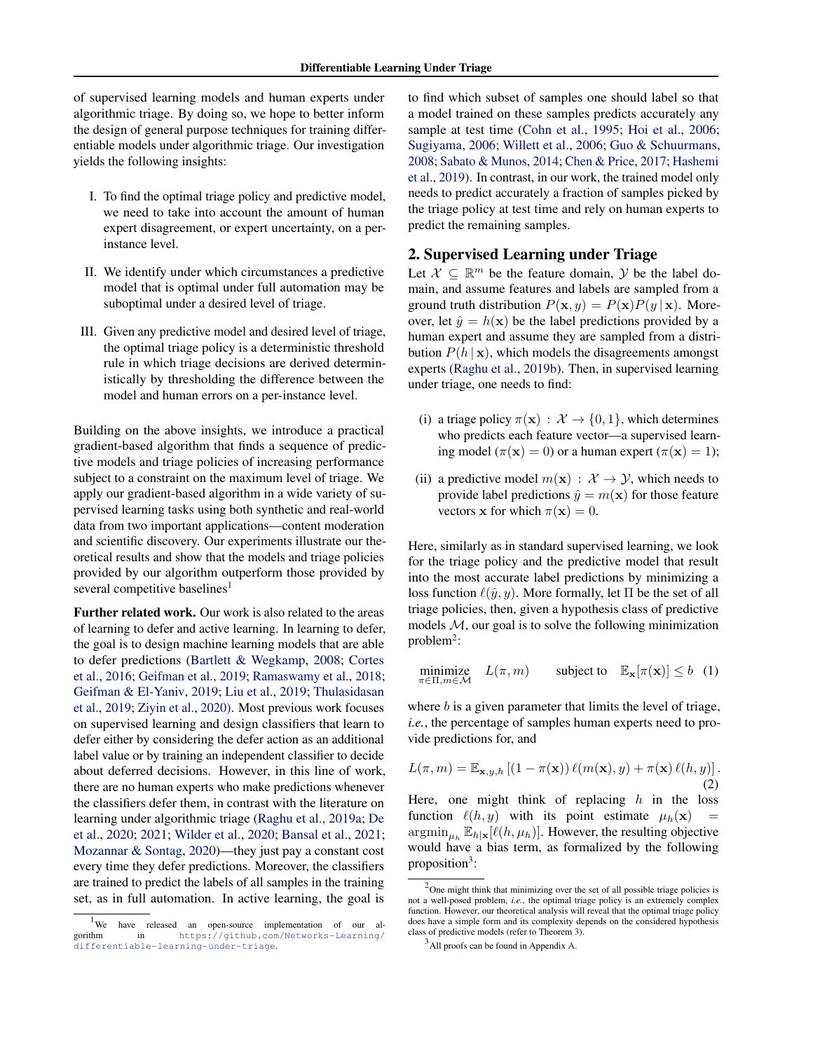of supervised learning models and human experts under algorithmic triage. By doing so, we hope to better inform the design of general purpose techniques for training differentiable models under algorithmic triage. Our investigation yields the following insights:

I. To find the optimal triage policy and predictive model, we need to take into account the amount of human expert disagreement, or expert uncertainty, on a per-instance level.

II. We identify under which circumstances a predictive model that is optimal under full automation may be suboptimal under a desired level of triage.

III. Given any predictive model and desired level of triage, the optimal triage policy is a deterministic threshold rule in which triage decisions are derived deterministically by thresholding the difference between the model and human errors on a per-instance level.

Building on the above insights, we introduce a practical gradient-based algorithm that finds a sequence of predictive models and triage policies of increasing performance subject to a constraint on the maximum level of triage. We apply our gradient-based algorithm in a wide variety of supervised learning tasks using both synthetic and real-world data from two important applications—content moderation and scientific discovery. Our experiments illustrate our theoretical results and show that the models and triage policies provided by our algorithm outperform those provided by several competitive baselines[1]

**Further related work.** Our work is also related to the areas of learning to defer and active learning. In learning to defer, the goal is to design machine learning models that are able to defer predictions (Bartlett & Wegkamp, 2008; Cortes et al., 2016; Geifman et al., 2019; Ramaswamy et al., 2018; Geifman & El-Yaniv, 2019; Liu et al., 2019; Thulasidasan et al., 2019; Ziyin et al., 2020). Most previous work focuses on supervised learning and design classifiers that learn to defer either by considering the defer action as an additional label value or by training an independent classifier to decide about deferred decisions. However, in this line of work, there are no human experts who make predictions whenever the classifiers defer them, in contrast with the literature on learning under algorithmic triage (Raghu et al., 2019a; De et al., 2020; 2021; Wilder et al., 2020; Bansal et al., 2021; Mozannar & Sontag, 2020)—they just pay a constant cost every time they defer predictions. Moreover, the classifiers are trained to predict the labels of all samples in the training set, as in full automation. In active learning, the goal is to find which subset of samples one should label so that a model trained on these samples predicts accurately any sample at test time (Cohn et al., 1995; Hoi et al., 2006; Sugiyama, 2006; Willett et al., 2006; Guo & Schuurmans, 2008; Sabato & Munos, 2014; Chen & Price, 2017; Hashemi et al., 2019). In contrast, in our work, the trained model only needs to predict accurately a fraction of samples picked by the triage policy at test time and rely on human experts to predict the remaining samples.

## 2. Supervised Learning under Triage

Let $\mathcal{X} \subseteq \mathbb{R}^m$ be the feature domain, $\mathcal{Y}$ be the label domain, and assume features and labels are sampled from a ground truth distribution $P(\mathbf{x}, y) = P(\mathbf{x})P(y \,|\, \mathbf{x})$. Moreover, let $\hat{y} = h(\mathbf{x})$ be the label predictions provided by a human expert and assume they are sampled from a distribution $P(h \,|\, \mathbf{x})$, which models the disagreements amongst experts (Raghu et al., 2019b). Then, in supervised learning under triage, one needs to find:

(i) a triage policy $\pi(\mathbf{x}) : \mathcal{X} \rightarrow \{0, 1\}$, which determines who predicts each feature vector—a supervised learning model ($\pi(\mathbf{x}) = 0$) or a human expert ($\pi(\mathbf{x}) = 1$);

(ii) a predictive model $m(\mathbf{x}) : \mathcal{X} \rightarrow \mathcal{Y}$, which needs to provide label predictions $\hat{y} = m(\mathbf{x})$ for those feature vectors $\mathbf{x}$ for which $\pi(\mathbf{x}) = 0$.

Here, similarly as in standard supervised learning, we look for the triage policy and the predictive model that result into the most accurate label predictions by minimizing a loss function $\ell(\hat{y}, y)$. More formally, let $\Pi$ be the set of all triage policies, then, given a hypothesis class of predictive models $\mathcal{M}$, our goal is to solve the following minimization problem[2]:

$$\underset{\pi \in \Pi, m \in \mathcal{M}}{\text{minimize}} \quad L(\pi, m) \qquad \text{subject to} \quad \mathbb{E}_{\mathbf{x}}[\pi(\mathbf{x})] \leq b \quad (1)$$

where $b$ is a given parameter that limits the level of triage, *i.e.*, the percentage of samples human experts need to provide predictions for, and

$$L(\pi, m) = \mathbb{E}_{\mathbf{x}, y, h}\left[(1 - \pi(\mathbf{x}))\, \ell(m(\mathbf{x}), y) + \pi(\mathbf{x})\, \ell(h, y)\right]. \quad (2)$$

Here, one might think of replacing $h$ in the loss function $\ell(h, y)$ with its point estimate $\mu_h(\mathbf{x}) = \operatorname{argmin}_{\mu_h} \mathbb{E}_{h|\mathbf{x}}[\ell(h, \mu_h)]$. However, the resulting objective would have a bias term, as formalized by the following proposition[3]:

---

[1] We have released an open-source implementation of our algorithm in https://github.com/Networks-Learning/differentiable-learning-under-triage.

[2] One might think that minimizing over the set of all possible triage policies is not a well-posed problem, *i.e.*, the optimal triage policy is an extremely complex function. However, our theoretical analysis will reveal that the optimal triage policy does have a simple form and its complexity depends on the considered hypothesis class of predictive models (refer to Theorem 3).

[3] All proofs can be found in Appendix A.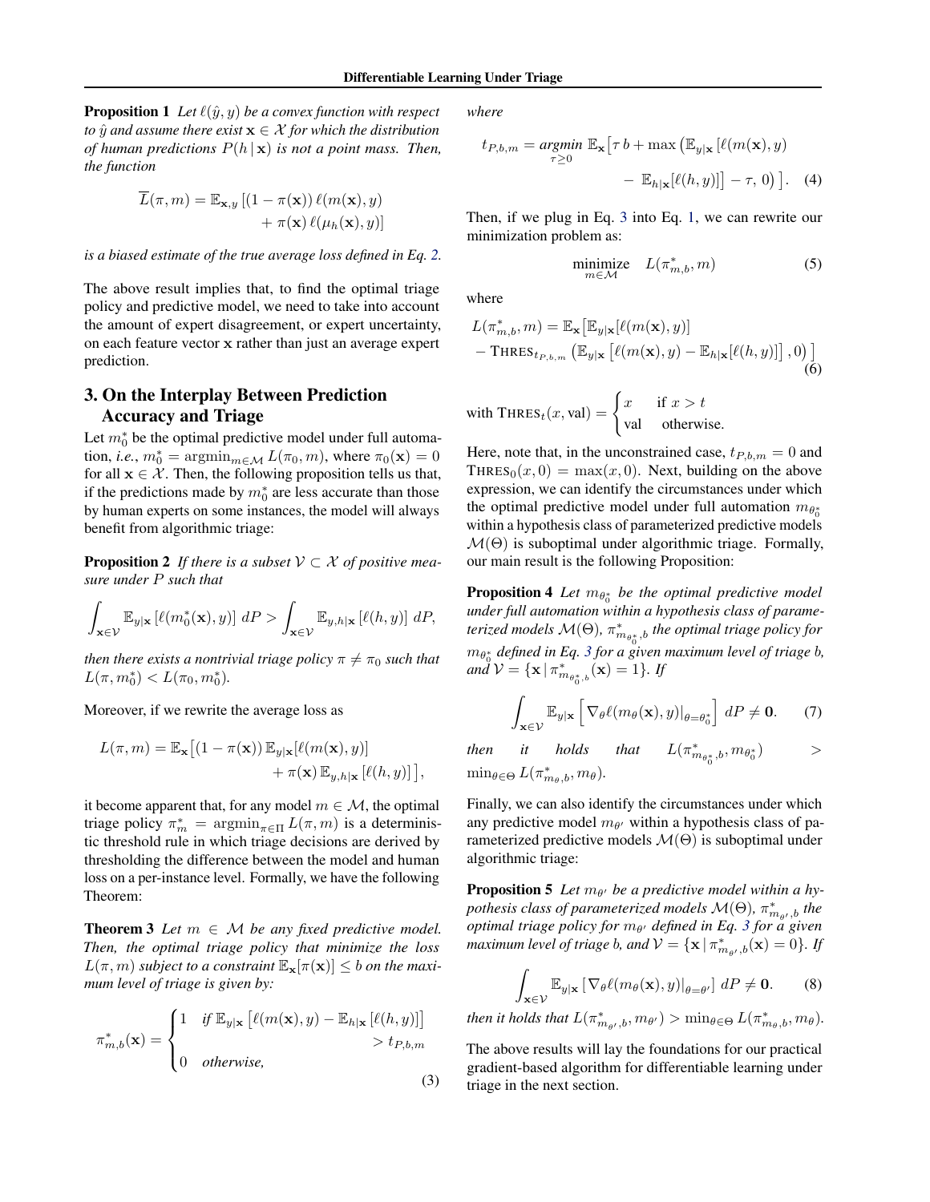**Proposition 1** *Let $\ell(\hat{y}, y)$ be a convex function with respect to $\hat{y}$ and assume there exist $\mathbf{x} \in \mathcal{X}$ for which the distribution of human predictions $P(h \,|\, \mathbf{x})$ is not a point mass. Then, the function*

$$
\overline{L}(\pi, m) = \mathbb{E}_{\mathbf{x},y}\left[(1 - \pi(\mathbf{x}))\,\ell(m(\mathbf{x}), y) + \pi(\mathbf{x})\,\ell(\mu_h(\mathbf{x}), y)\right]
$$

*is a biased estimate of the true average loss defined in Eq. 2.*

The above result implies that, to find the optimal triage policy and predictive model, we need to take into account the amount of expert disagreement, or expert uncertainty, on each feature vector $\mathbf{x}$ rather than just an average expert prediction.

## 3. On the Interplay Between Prediction Accuracy and Triage

Let $m_0^*$ be the optimal predictive model under full automation, *i.e.*, $m_0^* = \operatorname{argmin}_{m \in \mathcal{M}} L(\pi_0, m)$, where $\pi_0(\mathbf{x}) = 0$ for all $\mathbf{x} \in \mathcal{X}$. Then, the following proposition tells us that, if the predictions made by $m_0^*$ are less accurate than those by human experts on some instances, the model will always benefit from algorithmic triage:

**Proposition 2** *If there is a subset $\mathcal{V} \subset \mathcal{X}$ of positive measure under $P$ such that*

$$
\int_{\mathbf{x} \in \mathcal{V}} \mathbb{E}_{y|\mathbf{x}}\left[\ell(m_0^*(\mathbf{x}), y)\right] dP > \int_{\mathbf{x} \in \mathcal{V}} \mathbb{E}_{y,h|\mathbf{x}}\left[\ell(h, y)\right] dP,
$$

*then there exists a nontrivial triage policy $\pi \neq \pi_0$ such that $L(\pi, m_0^*) < L(\pi_0, m_0^*)$.*

Moreover, if we rewrite the average loss as

$$
L(\pi, m) = \mathbb{E}_{\mathbf{x}}\big[(1 - \pi(\mathbf{x}))\,\mathbb{E}_{y|\mathbf{x}}[\ell(m(\mathbf{x}), y)] + \pi(\mathbf{x})\,\mathbb{E}_{y,h|\mathbf{x}}\left[\ell(h, y)\right]\big],
$$

it become apparent that, for any model $m \in \mathcal{M}$, the optimal triage policy $\pi_m^* = \operatorname{argmin}_{\pi \in \Pi} L(\pi, m)$ is a deterministic threshold rule in which triage decisions are derived by thresholding the difference between the model and human loss on a per-instance level. Formally, we have the following Theorem:

**Theorem 3** *Let $m \in \mathcal{M}$ be any fixed predictive model. Then, the optimal triage policy that minimize the loss $L(\pi, m)$ subject to a constraint $\mathbb{E}_{\mathbf{x}}[\pi(\mathbf{x})] \leq b$ on the maximum level of triage is given by:*

$$
\pi_{m,b}^*(\mathbf{x}) = \begin{cases} 1 & \text{if } \mathbb{E}_{y|\mathbf{x}}\left[\ell(m(\mathbf{x}), y) - \mathbb{E}_{h|\mathbf{x}}\left[\ell(h, y)\right]\right] > t_{P,b,m} \\ 0 & \text{otherwise,} \end{cases} \tag{3}
$$

*where*

$$
t_{P,b,m} = \underset{\tau \geq 0}{\operatorname{argmin}}\; \mathbb{E}_{\mathbf{x}}\big[\tau\, b + \max\big(\mathbb{E}_{y|\mathbf{x}}\left[\ell(m(\mathbf{x}), y) - \mathbb{E}_{h|\mathbf{x}}[\ell(h, y)]\right] - \tau,\, 0\big)\big]. \tag{4}
$$

Then, if we plug in Eq. 3 into Eq. 1, we can rewrite our minimization problem as:

$$
\underset{m \in \mathcal{M}}{\text{minimize}} \quad L(\pi_{m,b}^*, m) \tag{5}
$$

where

$$
L(\pi_{m,b}^*, m) = \mathbb{E}_{\mathbf{x}}\big[\mathbb{E}_{y|\mathbf{x}}[\ell(m(\mathbf{x}), y)] - \textsc{Thres}_{t_{P,b,m}}\left(\mathbb{E}_{y|\mathbf{x}}\left[\ell(m(\mathbf{x}), y) - \mathbb{E}_{h|\mathbf{x}}[\ell(h, y)]\right], 0\right)\big] \tag{6}
$$

with $\textsc{Thres}_t(x, \text{val}) = \begin{cases} x & \text{if } x > t \\ \text{val} & \text{otherwise.} \end{cases}$

Here, note that, in the unconstrained case, $t_{P,b,m} = 0$ and $\textsc{Thres}_0(x, 0) = \max(x, 0)$. Next, building on the above expression, we can identify the circumstances under which the optimal predictive model under full automation $m_{\theta_0^*}$ within a hypothesis class of parameterized predictive models $\mathcal{M}(\Theta)$ is suboptimal under algorithmic triage. Formally, our main result is the following Proposition:

**Proposition 4** *Let $m_{\theta_0^*}$ be the optimal predictive model under full automation within a hypothesis class of parameterized models $\mathcal{M}(\Theta)$, $\pi^*_{m_{\theta_0^*}, b}$ the optimal triage policy for $m_{\theta_0^*}$ defined in Eq. 3 for a given maximum level of triage $b$, and $\mathcal{V} = \{\mathbf{x} \,|\, \pi^*_{m_{\theta_0^*}, b}(\mathbf{x}) = 1\}$. If*

$$
\int_{\mathbf{x} \in \mathcal{V}} \mathbb{E}_{y|\mathbf{x}}\left[\nabla_\theta \ell(m_\theta(\mathbf{x}), y)|_{\theta = \theta_0^*}\right] dP \neq \mathbf{0}. \tag{7}
$$

*then it holds that $L(\pi^*_{m_{\theta_0^*}, b}, m_{\theta_0^*}) > \min_{\theta \in \Theta} L(\pi^*_{m_\theta, b}, m_\theta)$.*

Finally, we can also identify the circumstances under which any predictive model $m_{\theta'}$ within a hypothesis class of parameterized predictive models $\mathcal{M}(\Theta)$ is suboptimal under algorithmic triage:

**Proposition 5** *Let $m_{\theta'}$ be a predictive model within a hypothesis class of parameterized models $\mathcal{M}(\Theta)$, $\pi^*_{m_{\theta'}, b}$ the optimal triage policy for $m_{\theta'}$ defined in Eq. 3 for a given maximum level of triage $b$, and $\mathcal{V} = \{\mathbf{x} \,|\, \pi^*_{m_{\theta'}, b}(\mathbf{x}) = 0\}$. If*

$$
\int_{\mathbf{x} \in \mathcal{V}} \mathbb{E}_{y|\mathbf{x}}\left[\nabla_\theta \ell(m_\theta(\mathbf{x}), y)|_{\theta = \theta'}\right] dP \neq \mathbf{0}. \tag{8}
$$

*then it holds that $L(\pi^*_{m_{\theta'}, b}, m_{\theta'}) > \min_{\theta \in \Theta} L(\pi^*_{m_\theta, b}, m_\theta)$.*

The above results will lay the foundations for our practical gradient-based algorithm for differentiable learning under triage in the next section.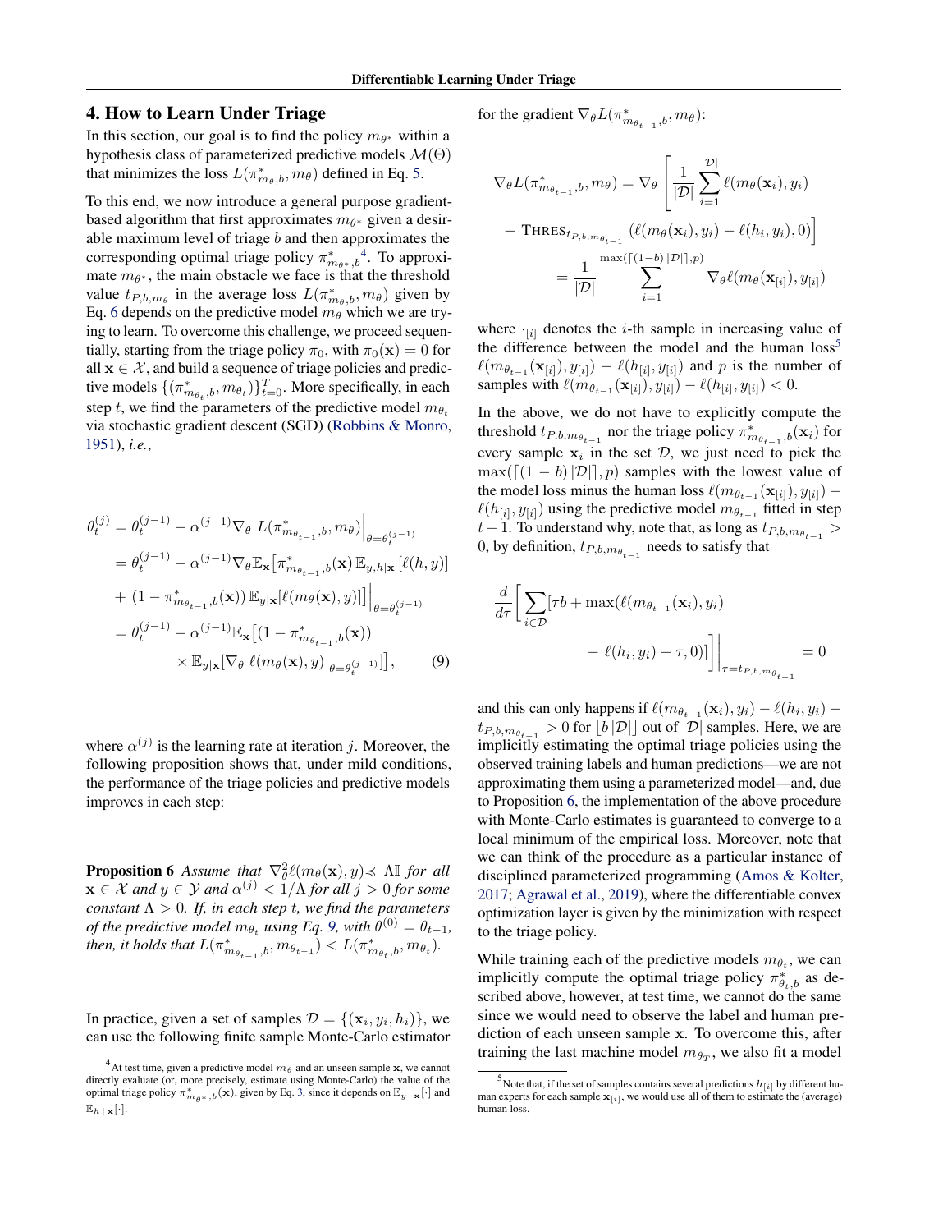## 4. How to Learn Under Triage

In this section, our goal is to find the policy $m_{\theta^*}$ within a hypothesis class of parameterized predictive models $\mathcal{M}(\Theta)$ that minimizes the loss $L(\pi^*_{m_\theta,b}, m_\theta)$ defined in Eq. 5.

To this end, we now introduce a general purpose gradient-based algorithm that first approximates $m_{\theta^*}$ given a desirable maximum level of triage $b$ and then approximates the corresponding optimal triage policy $\pi^*_{m_{\theta^*},b}$[4]. To approximate $m_{\theta^*}$, the main obstacle we face is that the threshold value $t_{P,b,m_\theta}$ in the average loss $L(\pi^*_{m_\theta,b}, m_\theta)$ given by Eq. 6 depends on the predictive model $m_\theta$ which we are trying to learn. To overcome this challenge, we proceed sequentially, starting from the triage policy $\pi_0$, with $\pi_0(\mathbf{x}) = 0$ for all $\mathbf{x} \in \mathcal{X}$, and build a sequence of triage policies and predictive models $\{(\pi^*_{m_{\theta_t},b}, m_{\theta_t})\}_{t=0}^{T}$. More specifically, in each step $t$, we find the parameters of the predictive model $m_{\theta_t}$ via stochastic gradient descent (SGD) (Robbins & Monro, 1951), *i.e.*,

$$
\begin{aligned}
\theta_t^{(j)} &= \theta_t^{(j-1)} - \alpha^{(j-1)} \nabla_\theta \, L(\pi^*_{m_{\theta_{t-1}},b}, m_\theta)\Big|_{\theta=\theta_t^{(j-1)}} \\
&= \theta_t^{(j-1)} - \alpha^{(j-1)} \nabla_\theta \mathbb{E}_{\mathbf{x}}\big[\pi^*_{m_{\theta_{t-1}},b}(\mathbf{x})\, \mathbb{E}_{y,h|\mathbf{x}}\left[\ell(h,y)\right] \\
&+ (1-\pi^*_{m_{\theta_{t-1}},b}(\mathbf{x}))\, \mathbb{E}_{y|\mathbf{x}}[\ell(m_\theta(\mathbf{x}),y)]\big]\Big|_{\theta=\theta_t^{(j-1)}} \\
&= \theta_t^{(j-1)} - \alpha^{(j-1)} \mathbb{E}_{\mathbf{x}}\big[(1-\pi^*_{m_{\theta_{t-1}},b}(\mathbf{x})) \\
&\qquad \times \mathbb{E}_{y|\mathbf{x}}[\nabla_\theta \, \ell(m_\theta(\mathbf{x}),y)|_{\theta=\theta_t^{(j-1)}}]\big], \qquad (9)
\end{aligned}
$$

where $\alpha^{(j)}$ is the learning rate at iteration $j$. Moreover, the following proposition shows that, under mild conditions, the performance of the triage policies and predictive models improves in each step:

**Proposition 6** *Assume that $\nabla^2_\theta \ell(m_\theta(\mathbf{x}), y) \preccurlyeq \Lambda \mathbb{I}$ for all $\mathbf{x} \in \mathcal{X}$ and $y \in \mathcal{Y}$ and $\alpha^{(j)} < 1/\Lambda$ for all $j > 0$ for some constant $\Lambda > 0$. If, in each step $t$, we find the parameters of the predictive model $m_{\theta_t}$ using Eq. 9, with $\theta^{(0)} = \theta_{t-1}$, then, it holds that $L(\pi^*_{m_{\theta_{t-1}},b}, m_{\theta_{t-1}}) < L(\pi^*_{m_{\theta_t},b}, m_{\theta_t})$.*

In practice, given a set of samples $\mathcal{D} = \{(\mathbf{x}_i, y_i, h_i)\}$, we can use the following finite sample Monte-Carlo estimator for the gradient $\nabla_\theta L(\pi^*_{m_{\theta_{t-1}},b}, m_\theta)$:

$$
\begin{aligned}
\nabla_\theta L(\pi^*_{m_{\theta_{t-1}},b}, m_\theta) &= \nabla_\theta \Bigg[ \frac{1}{|\mathcal{D}|} \sum_{i=1}^{|\mathcal{D}|} \ell(m_\theta(\mathbf{x}_i), y_i) \\
&- \textsc{Thres}_{t_{P,b,m_{\theta_{t-1}}}} \left(\ell(m_\theta(\mathbf{x}_i), y_i) - \ell(h_i, y_i), 0\right)\Bigg] \\
&= \frac{1}{|\mathcal{D}|} \sum_{i=1}^{\max(\lceil (1-b)\,|\mathcal{D}|\rceil, p)} \nabla_\theta \ell(m_\theta(\mathbf{x}_{[i]}), y_{[i]})
\end{aligned}
$$

where $\cdot_{[i]}$ denotes the $i$-th sample in increasing value of the difference between the model and the human loss[5] $\ell(m_{\theta_{t-1}}(\mathbf{x}_{[i]}), y_{[i]}) - \ell(h_{[i]}, y_{[i]})$ and $p$ is the number of samples with $\ell(m_{\theta_{t-1}}(\mathbf{x}_{[i]}), y_{[i]}) - \ell(h_{[i]}, y_{[i]}) < 0$.

In the above, we do not have to explicitly compute the threshold $t_{P,b,m_{\theta_{t-1}}}$ nor the triage policy $\pi^*_{m_{\theta_{t-1}},b}(\mathbf{x}_i)$ for every sample $\mathbf{x}_i$ in the set $\mathcal{D}$, we just need to pick the $\max(\lceil (1-b)\,|\mathcal{D}|\rceil, p)$ samples with the lowest value of the model loss minus the human loss $\ell(m_{\theta_{t-1}}(\mathbf{x}_{[i]}), y_{[i]}) - \ell(h_{[i]}, y_{[i]})$ using the predictive model $m_{\theta_{t-1}}$ fitted in step $t-1$. To understand why, note that, as long as $t_{P,b,m_{\theta_{t-1}}} > 0$, by definition, $t_{P,b,m_{\theta_{t-1}}}$ needs to satisfy that

$$
\frac{d}{d\tau}\Bigg[\sum_{i\in\mathcal{D}} [\tau b + \max(\ell(m_{\theta_{t-1}}(\mathbf{x}_i), y_i) - \ell(h_i, y_i) - \tau, 0)]\Bigg]\Bigg|_{\tau=t_{P,b,m_{\theta_{t-1}}}} = 0
$$

and this can only happens if $\ell(m_{\theta_{t-1}}(\mathbf{x}_i), y_i) - \ell(h_i, y_i) - t_{P,b,m_{\theta_{t-1}}} > 0$ for $\lfloor b\,|\mathcal{D}|\rfloor$ out of $|\mathcal{D}|$ samples. Here, we are implicitly estimating the optimal triage policies using the observed training labels and human predictions—we are not approximating them using a parameterized model—and, due to Proposition 6, the implementation of the above procedure with Monte-Carlo estimates is guaranteed to converge to a local minimum of the empirical loss. Moreover, note that we can think of the procedure as a particular instance of disciplined parameterized programming (Amos & Kolter, 2017; Agrawal et al., 2019), where the differentiable convex optimization layer is given by the minimization with respect to the triage policy.

While training each of the predictive models $m_{\theta_t}$, we can implicitly compute the optimal triage policy $\pi^*_{\theta_t,b}$ as described above, however, at test time, we cannot do the same since we would need to observe the label and human prediction of each unseen sample $\mathbf{x}$. To overcome this, after training the last machine model $m_{\theta_T}$, we also fit a model

[4] At test time, given a predictive model $m_\theta$ and an unseen sample $\mathbf{x}$, we cannot directly evaluate (or, more precisely, estimate using Monte-Carlo) the value of the optimal triage policy $\pi^*_{m_{\theta^*},b}(\mathbf{x})$, given by Eq. 3, since it depends on $\mathbb{E}_{y\,|\,\mathbf{x}}[\cdot]$ and $\mathbb{E}_{h\,|\,\mathbf{x}}[\cdot]$.

[5] Note that, if the set of samples contains several predictions $h_{[i]}$ by different human experts for each sample $\mathbf{x}_{[i]}$, we would use all of them to estimate the (average) human loss.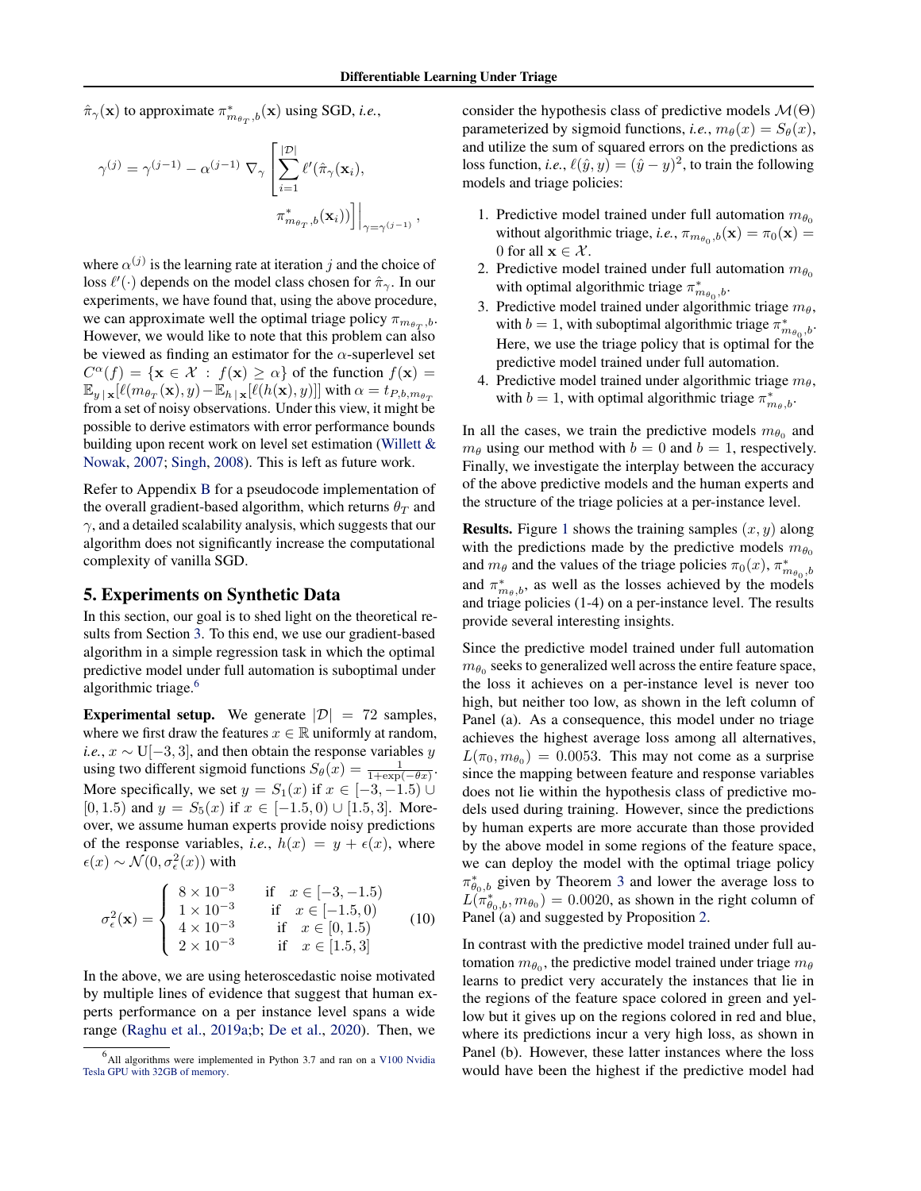$\hat{\pi}_\gamma(\mathbf{x})$ to approximate $\pi^*_{m_{\theta_T},b}(\mathbf{x})$ using SGD, *i.e.*,

$$\gamma^{(j)} = \gamma^{(j-1)} - \alpha^{(j-1)} \nabla_\gamma \left[ \sum_{i=1}^{|\mathcal{D}|} \ell'(\hat{\pi}_\gamma(\mathbf{x}_i), \pi^*_{m_{\theta_T},b}(\mathbf{x}_i)) \right] \Big|_{\gamma=\gamma^{(j-1)}},$$

where $\alpha^{(j)}$ is the learning rate at iteration $j$ and the choice of loss $\ell'(\cdot)$ depends on the model class chosen for $\hat{\pi}_\gamma$. In our experiments, we have found that, using the above procedure, we can approximate well the optimal triage policy $\pi_{m_{\theta_T},b}$. However, we would like to note that this problem can also be viewed as finding an estimator for the $\alpha$-superlevel set $C^\alpha(f) = \{\mathbf{x} \in \mathcal{X} \,:\, f(\mathbf{x}) \geq \alpha\}$ of the function $f(\mathbf{x}) = \mathbb{E}_{y\,|\,\mathbf{x}}[\ell(m_{\theta_T}(\mathbf{x}), y) - \mathbb{E}_{h\,|\,\mathbf{x}}[\ell(h(\mathbf{x}), y)]]$ with $\alpha = t_{P,b,m_{\theta_T}}$ from a set of noisy observations. Under this view, it might be possible to derive estimators with error performance bounds building upon recent work on level set estimation (Willett & Nowak, 2007; Singh, 2008). This is left as future work.

Refer to Appendix B for a pseudocode implementation of the overall gradient-based algorithm, which returns $\theta_T$ and $\gamma$, and a detailed scalability analysis, which suggests that our algorithm does not significantly increase the computational complexity of vanilla SGD.

## 5. Experiments on Synthetic Data

In this section, our goal is to shed light on the theoretical results from Section 3. To this end, we use our gradient-based algorithm in a simple regression task in which the optimal predictive model under full automation is suboptimal under algorithmic triage.[6]

**Experimental setup.** We generate $|\mathcal{D}| = 72$ samples, where we first draw the features $x \in \mathbb{R}$ uniformly at random, *i.e.*, $x \sim \text{U}[-3, 3]$, and then obtain the response variables $y$ using two different sigmoid functions $S_\theta(x) = \frac{1}{1+\exp(-\theta x)}$. More specifically, we set $y = S_1(x)$ if $x \in [-3, -1.5) \cup [0, 1.5)$ and $y = S_5(x)$ if $x \in [-1.5, 0) \cup [1.5, 3]$. Moreover, we assume human experts provide noisy predictions of the response variables, *i.e.*, $h(x) = y + \epsilon(x)$, where $\epsilon(x) \sim \mathcal{N}(0, \sigma^2_\epsilon(x))$ with

$$\sigma^2_\epsilon(\mathbf{x}) = \begin{cases} 8 \times 10^{-3} & \text{if} \quad x \in [-3, -1.5) \\ 1 \times 10^{-3} & \text{if} \quad x \in [-1.5, 0) \\ 4 \times 10^{-3} & \text{if} \quad x \in [0, 1.5) \\ 2 \times 10^{-3} & \text{if} \quad x \in [1.5, 3] \end{cases} \qquad (10)$$

In the above, we are using heteroscedastic noise motivated by multiple lines of evidence that suggest that human experts performance on a per instance level spans a wide range (Raghu et al., 2019a;b; De et al., 2020). Then, we consider the hypothesis class of predictive models $\mathcal{M}(\Theta)$ parameterized by sigmoid functions, *i.e.*, $m_\theta(x) = S_\theta(x)$, and utilize the sum of squared errors on the predictions as loss function, *i.e.*, $\ell(\hat{y}, y) = (\hat{y} - y)^2$, to train the following models and triage policies:

1. Predictive model trained under full automation $m_{\theta_0}$ without algorithmic triage, *i.e.*, $\pi_{m_{\theta_0},b}(\mathbf{x}) = \pi_0(x) = 0$ for all $\mathbf{x} \in \mathcal{X}$.
2. Predictive model trained under full automation $m_{\theta_0}$ with optimal algorithmic triage $\pi^*_{m_{\theta_0},b}$.
3. Predictive model trained under algorithmic triage $m_\theta$, with $b = 1$, with suboptimal algorithmic triage $\pi^*_{m_{\theta_0},b}$. Here, we use the triage policy that is optimal for the predictive model trained under full automation.
4. Predictive model trained under algorithmic triage $m_\theta$, with $b = 1$, with optimal algorithmic triage $\pi^*_{m_\theta,b}$.

In all the cases, we train the predictive models $m_{\theta_0}$ and $m_\theta$ using our method with $b = 0$ and $b = 1$, respectively. Finally, we investigate the interplay between the accuracy of the above predictive models and the human experts and the structure of the triage policies at a per-instance level.

**Results.** Figure 1 shows the training samples $(x, y)$ along with the predictions made by the predictive models $m_{\theta_0}$ and $m_\theta$ and the values of the triage policies $\pi_0(x)$, $\pi^*_{m_{\theta_0},b}$ and $\pi^*_{m_\theta,b}$, as well as the losses achieved by the models and triage policies (1-4) on a per-instance level. The results provide several interesting insights.

Since the predictive model trained under full automation $m_{\theta_0}$ seeks to generalized well across the entire feature space, the loss it achieves on a per-instance level is never too high, but neither too low, as shown in the left column of Panel (a). As a consequence, this model under no triage achieves the highest average loss among all alternatives, $L(\pi_0, m_{\theta_0}) = 0.0053$. This may not come as a surprise since the mapping between feature and response variables does not lie within the hypothesis class of predictive models used during training. However, since the predictions by human experts are more accurate than those provided by the above model in some regions of the feature space, we can deploy the model with the optimal triage policy $\pi^*_{\theta_0,b}$ given by Theorem 3 and lower the average loss to $L(\pi^*_{\theta_0,b}, m_{\theta_0}) = 0.0020$, as shown in the right column of Panel (a) and suggested by Proposition 2.

In contrast with the predictive model trained under full automation $m_{\theta_0}$, the predictive model trained under triage $m_\theta$ learns to predict very accurately the instances that lie in the regions of the feature space colored in green and yellow but it gives up on the regions colored in red and blue, where its predictions incur a very high loss, as shown in Panel (b). However, these latter instances where the loss would have been the highest if the predictive model had

[6] All algorithms were implemented in Python 3.7 and ran on a V100 Nvidia Tesla GPU with 32GB of memory.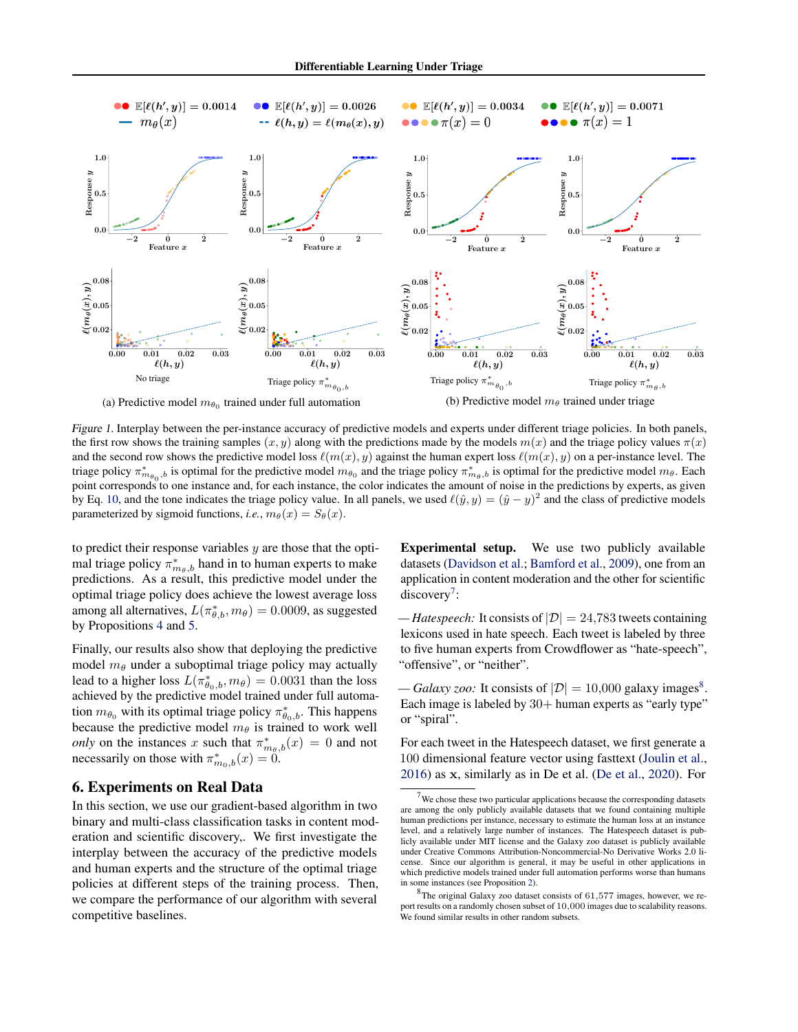*Figure 1.* Interplay between the per-instance accuracy of predictive models and experts under different triage policies. In both panels, the first row shows the training samples $(x, y)$ along with the predictions made by the models $m(x)$ and the triage policy values $\pi(x)$ and the second row shows the predictive model loss $\ell(m(x), y)$ against the human expert loss $\ell(m(x), y)$ on a per-instance level. The triage policy $\pi^*_{m_{\theta_0}, b}$ is optimal for the predictive model $m_{\theta_0}$ and the triage policy $\pi^*_{m_\theta, b}$ is optimal for the predictive model $m_\theta$. Each point corresponds to one instance and, for each instance, the color indicates the amount of noise in the predictions by experts, as given by Eq. 10, and the tone indicates the triage policy value. In all panels, we used $\ell(\hat{y}, y) = (\hat{y} - y)^2$ and the class of predictive models parameterized by sigmoid functions, *i.e.*, $m_\theta(x) = S_\theta(x)$.

(a) Predictive model $m_{\theta_0}$ trained under full automation

(b) Predictive model $m_\theta$ trained under triage

to predict their response variables $y$ are those that the optimal triage policy $\pi^*_{m_\theta, b}$ hand in to human experts to make predictions. As a result, this predictive model under the optimal triage policy does achieve the lowest average loss among all alternatives, $L(\pi^*_{\theta, b}, m_\theta) = 0.0009$, as suggested by Propositions 4 and 5.

Finally, our results also show that deploying the predictive model $m_\theta$ under a suboptimal triage policy may actually lead to a higher loss $L(\pi^*_{\theta_0, b}, m_\theta) = 0.0031$ than the loss achieved by the predictive model trained under full automation $m_{\theta_0}$ with its optimal triage policy $\pi^*_{\theta_0, b}$. This happens because the predictive model $m_\theta$ is trained to work well *only* on the instances $x$ such that $\pi^*_{m_\theta, b}(x) = 0$ and not necessarily on those with $\pi^*_{m_0, b}(x) = 0$.

## 6. Experiments on Real Data

In this section, we use our gradient-based algorithm in two binary and multi-class classification tasks in content moderation and scientific discovery,. We first investigate the interplay between the accuracy of the predictive models and human experts and the structure of the optimal triage policies at different steps of the training process. Then, we compare the performance of our algorithm with several competitive baselines.

**Experimental setup.** We use two publicly available datasets (Davidson et al.; Bamford et al., 2009), one from an application in content moderation and the other for scientific discovery[7]:

— *Hatespeech:* It consists of $|\mathcal{D}| = 24{,}783$ tweets containing lexicons used in hate speech. Each tweet is labeled by three to five human experts from Crowdflower as "hate-speech", "offensive", or "neither".

— *Galaxy zoo:* It consists of $|\mathcal{D}| = 10{,}000$ galaxy images[8]. Each image is labeled by 30+ human experts as "early type" or "spiral".

For each tweet in the Hatespeech dataset, we first generate a 100 dimensional feature vector using fasttext (Joulin et al., 2016) as $\mathbf{x}$, similarly as in De et al. (De et al., 2020). For

[7] We chose these two particular applications because the corresponding datasets are among the only publicly available datasets that we found containing multiple human predictions per instance, necessary to estimate the human loss at an instance level, and a relatively large number of instances. The Hatespeech dataset is publicly available under MIT license and the Galaxy zoo dataset is publicly available under Creative Commons Attribution-Noncommercial-No Derivative Works 2.0 license. Since our algorithm is general, it may be useful in other applications in which predictive models trained under full automation performs worse than humans in some instances (see Proposition 2).

[8] The original Galaxy zoo dataset consists of 61,577 images, however, we report results on a randomly chosen subset of 10,000 images due to scalability reasons. We found similar results in other random subsets.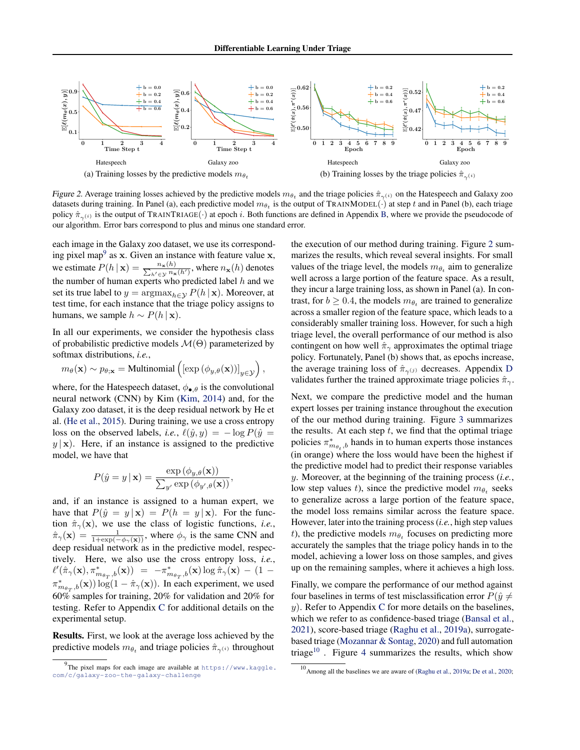Figure 2. Average training losses achieved by the predictive models $m_{\theta_t}$ and the triage policies $\hat{\pi}_{\gamma^{(i)}}$ on the Hatespeech and Galaxy zoo datasets during training. In Panel (a), each predictive model $m_{\theta_t}$ is the output of TRAINMODEL($\cdot$) at step $t$ and in Panel (b), each triage policy $\hat{\pi}_{\gamma^{(i)}}$ is the output of TRAINTRIAGE($\cdot$) at epoch $i$. Both functions are defined in Appendix B, where we provide the pseudocode of our algorithm. Error bars correspond to plus and minus one standard error.

(a) Training losses by the predictive models $m_{\theta_t}$ (b) Training losses by the triage policies $\hat{\pi}_{\gamma^{(i)}}$

each image in the Galaxy zoo dataset, we use its corresponding pixel map[9] as $\mathbf{x}$. Given an instance with feature value $\mathbf{x}$, we estimate $P(h \,|\, \mathbf{x}) = \frac{n_{\mathbf{x}}(h)}{\sum_{h' \in \mathcal{Y}} n_{\mathbf{x}}(h')}$, where $n_{\mathbf{x}}(h)$ denotes the number of human experts who predicted label $h$ and we set its true label to $y = \text{argmax}_{h \in \mathcal{Y}} P(h \,|\, \mathbf{x})$. Moreover, at test time, for each instance that the triage policy assigns to humans, we sample $h \sim P(h \,|\, \mathbf{x})$.

In all our experiments, we consider the hypothesis class of probabilistic predictive models $\mathcal{M}(\Theta)$ parameterized by softmax distributions, *i.e.*,

$$m_\theta(\mathbf{x}) \sim p_{\theta;\mathbf{x}} = \text{Multinomial}\left( [\exp\left(\phi_{y,\theta}(\mathbf{x})\right)]_{y \in \mathcal{Y}} \right),$$

where, for the Hatespeech dataset, $\phi_{\bullet,\theta}$ is the convolutional neural network (CNN) by Kim (Kim, 2014) and, for the Galaxy zoo dataset, it is the deep residual network by He et al. (He et al., 2015). During training, we use a cross entropy loss on the observed labels, *i.e.*, $\ell(\hat{y}, y) = -\log P(\hat{y} = y \,|\, \mathbf{x})$. Here, if an instance is assigned to the predictive model, we have that

$$P(\hat{y} = y \,|\, \mathbf{x}) = \frac{\exp\left(\phi_{y,\theta}(\mathbf{x})\right)}{\sum_{y'} \exp\left(\phi_{y',\theta}(\mathbf{x})\right)},$$

and, if an instance is assigned to a human expert, we have that $P(\hat{y} = y \,|\, \mathbf{x}) = P(h = y \,|\, \mathbf{x})$. For the function $\hat{\pi}_\gamma(\mathbf{x})$, we use the class of logistic functions, *i.e.*, $\hat{\pi}_\gamma(\mathbf{x}) = \frac{1}{1+\exp(-\phi_\gamma(\mathbf{x}))}$, where $\phi_\gamma$ is the same CNN and deep residual network as in the predictive model, respectively. Here, we also use the cross entropy loss, *i.e.*, $\ell'(\hat{\pi}_\gamma(\mathbf{x}), \pi^*_{m_{\theta_T},b}(\mathbf{x})) = -\pi^*_{m_{\theta_T},b}(\mathbf{x}) \log \hat{\pi}_\gamma(\mathbf{x}) - (1 - \pi^*_{m_{\theta_T},b}(\mathbf{x})) \log(1 - \hat{\pi}_\gamma(\mathbf{x}))$. In each experiment, we used 60% samples for training, 20% for validation and 20% for testing. Refer to Appendix C for additional details on the experimental setup.

**Results.** First, we look at the average loss achieved by the predictive models $m_{\theta_t}$ and triage policies $\hat{\pi}_{\gamma^{(i)}}$ throughout the execution of our method during training. Figure 2 summarizes the results, which reveal several insights. For small values of the triage level, the models $m_{\theta_t}$ aim to generalize well across a large portion of the feature space. As a result, they incur a large training loss, as shown in Panel (a). In contrast, for $b \geq 0.4$, the models $m_{\theta_t}$ are trained to generalize across a smaller region of the feature space, which leads to a considerably smaller training loss. However, for such a high triage level, the overall performance of our method is also contingent on how well $\hat{\pi}_\gamma$ approximates the optimal triage policy. Fortunately, Panel (b) shows that, as epochs increase, the average training loss of $\hat{\pi}_{\gamma^{(j)}}$ decreases. Appendix D validates further the trained approximate triage policies $\hat{\pi}_\gamma$.

Next, we compare the predictive model and the human expert losses per training instance throughout the execution of the our method during training. Figure 3 summarizes the results. At each step $t$, we find that the optimal triage policies $\pi^*_{m_{\theta_t},b}$ hands in to human experts those instances (in orange) where the loss would have been the highest if the predictive model had to predict their response variables $y$. Moreover, at the beginning of the training process (*i.e.*, low step values $t$), since the predictive model $m_{\theta_t}$ seeks to generalize across a large portion of the feature space, the model loss remains similar across the feature space. However, later into the training process (*i.e.*, high step values $t$), the predictive models $m_{\theta_t}$ focuses on predicting more accurately the samples that the triage policy hands in to the model, achieving a lower loss on those samples, and gives up on the remaining samples, where it achieves a high loss.

Finally, we compare the performance of our method against four baselines in terms of test misclassification error $P(\hat{y} \neq y)$. Refer to Appendix C for more details on the baselines, which we refer to as confidence-based triage (Bansal et al., 2021), score-based triage (Raghu et al., 2019a), surrogate-based triage (Mozannar & Sontag, 2020) and full automation triage[10] . Figure 4 summarizes the results, which show

[9] The pixel maps for each image are available at https://www.kaggle.com/c/galaxy-zoo-the-galaxy-challenge

[10] Among all the baselines we are aware of (Raghu et al., 2019a; De et al., 2020;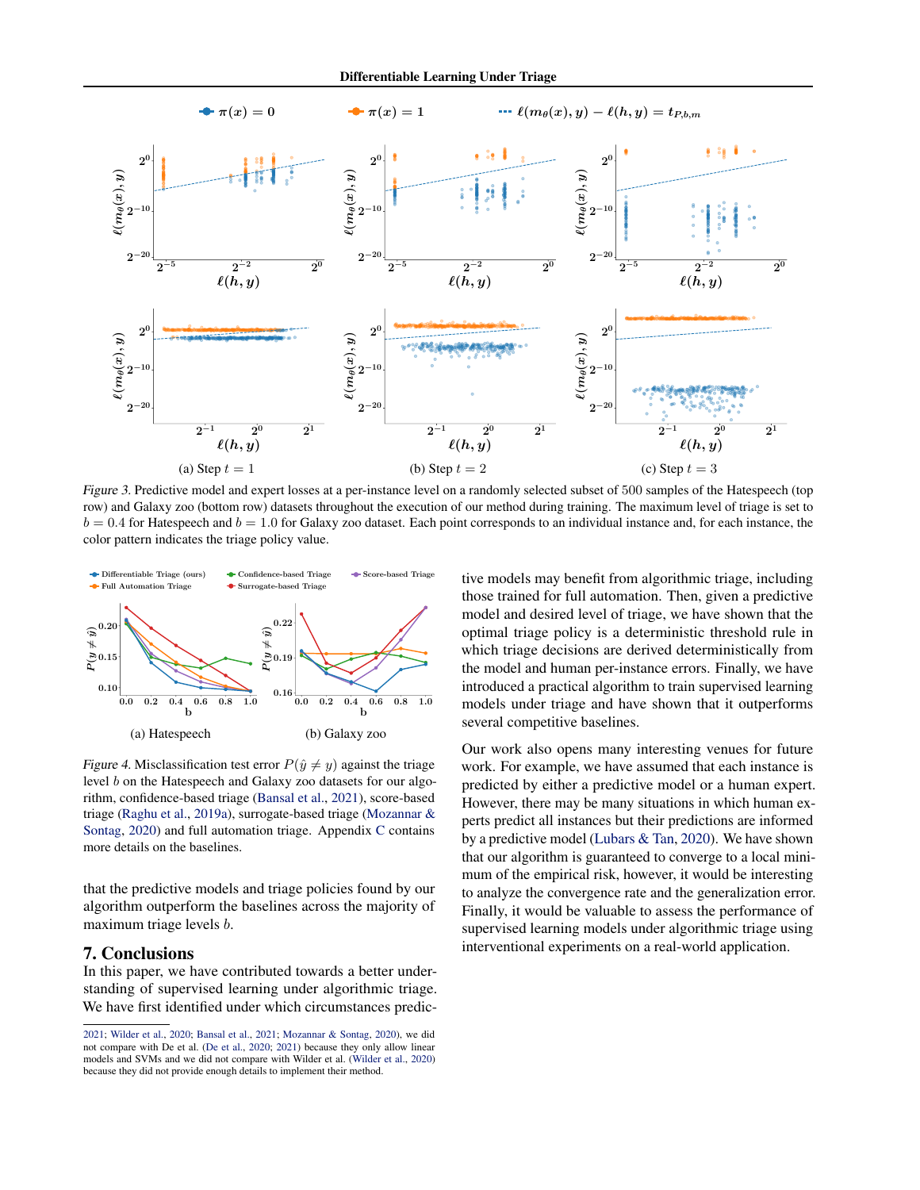(a) Step $t = 1$ (b) Step $t = 2$ (c) Step $t = 3$

*Figure 3.* Predictive model and expert losses at a per-instance level on a randomly selected subset of 500 samples of the Hatespeech (top row) and Galaxy zoo (bottom row) datasets throughout the execution of our method during training. The maximum level of triage is set to $b = 0.4$ for Hatespeech and $b = 1.0$ for Galaxy zoo dataset. Each point corresponds to an individual instance and, for each instance, the color pattern indicates the triage policy value.

(a) Hatespeech (b) Galaxy zoo

*Figure 4.* Misclassification test error $P(\hat{y} \neq y)$ against the triage level $b$ on the Hatespeech and Galaxy zoo datasets for our algorithm, confidence-based triage (Bansal et al., 2021), score-based triage (Raghu et al., 2019a), surrogate-based triage (Mozannar & Sontag, 2020) and full automation triage. Appendix C contains more details on the baselines.

that the predictive models and triage policies found by our algorithm outperform the baselines across the majority of maximum triage levels $b$.

## 7. Conclusions

In this paper, we have contributed towards a better understanding of supervised learning under algorithmic triage. We have first identified under which circumstances predictive models may benefit from algorithmic triage, including those trained for full automation. Then, given a predictive model and desired level of triage, we have shown that the optimal triage policy is a deterministic threshold rule in which triage decisions are derived deterministically from the model and human per-instance errors. Finally, we have introduced a practical algorithm to train supervised learning models under triage and have shown that it outperforms several competitive baselines.

Our work also opens many interesting venues for future work. For example, we have assumed that each instance is predicted by either a predictive model or a human expert. However, there may be many situations in which human experts predict all instances but their predictions are informed by a predictive model (Lubars & Tan, 2020). We have shown that our algorithm is guaranteed to converge to a local minimum of the empirical risk, however, it would be interesting to analyze the convergence rate and the generalization error. Finally, it would be valuable to assess the performance of supervised learning models under algorithmic triage using interventional experiments on a real-world application.

---

2021; Wilder et al., 2020; Bansal et al., 2021; Mozannar & Sontag, 2020), we did not compare with De et al. (De et al., 2020; 2021) because they only allow linear models and SVMs and we did not compare with Wilder et al. (Wilder et al., 2020) because they did not provide enough details to implement their method.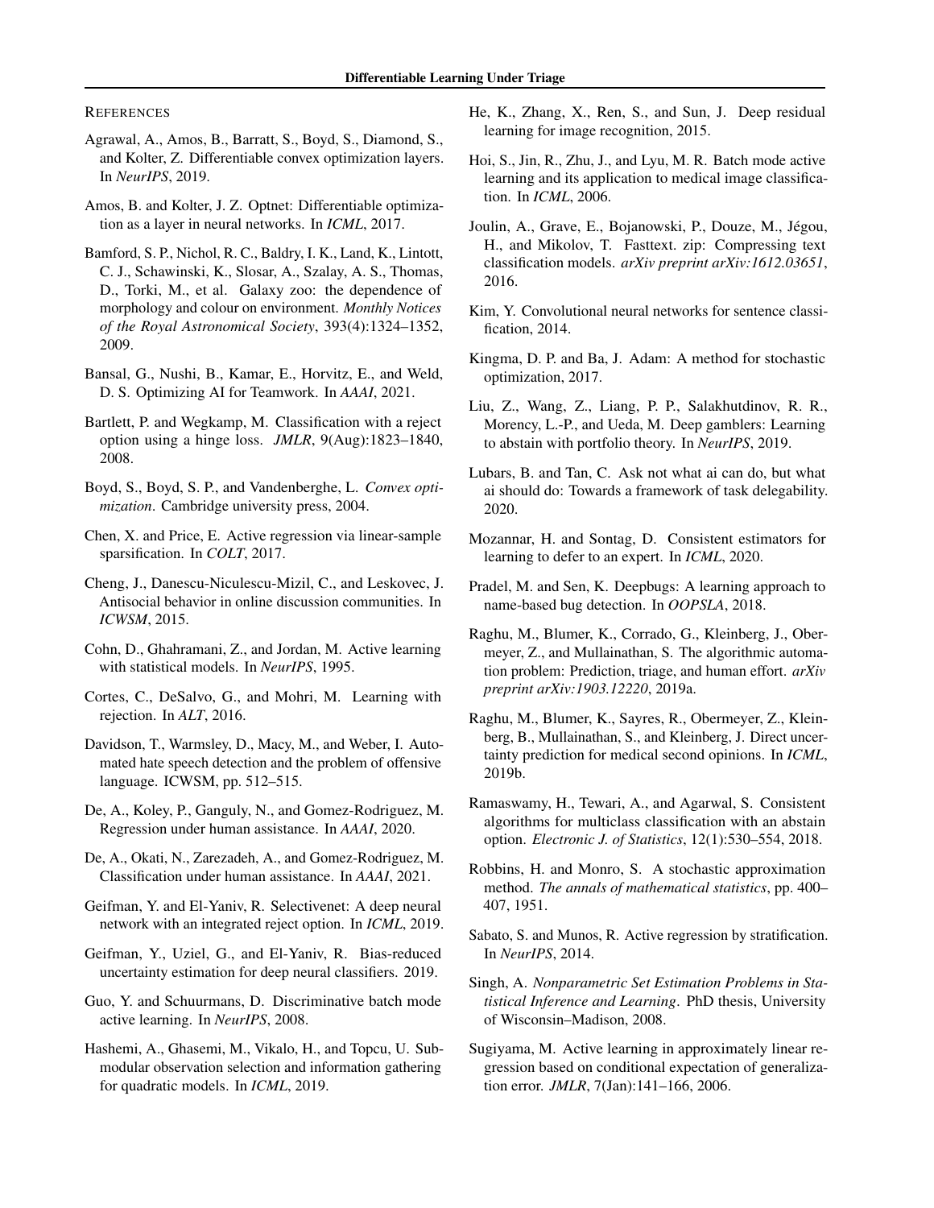## References

Agrawal, A., Amos, B., Barratt, S., Boyd, S., Diamond, S., and Kolter, Z. Differentiable convex optimization layers. In *NeurIPS*, 2019.

Amos, B. and Kolter, J. Z. Optnet: Differentiable optimization as a layer in neural networks. In *ICML*, 2017.

Bamford, S. P., Nichol, R. C., Baldry, I. K., Land, K., Lintott, C. J., Schawinski, K., Slosar, A., Szalay, A. S., Thomas, D., Torki, M., et al. Galaxy zoo: the dependence of morphology and colour on environment. *Monthly Notices of the Royal Astronomical Society*, 393(4):1324–1352, 2009.

Bansal, G., Nushi, B., Kamar, E., Horvitz, E., and Weld, D. S. Optimizing AI for Teamwork. In *AAAI*, 2021.

Bartlett, P. and Wegkamp, M. Classification with a reject option using a hinge loss. *JMLR*, 9(Aug):1823–1840, 2008.

Boyd, S., Boyd, S. P., and Vandenberghe, L. *Convex optimization*. Cambridge university press, 2004.

Chen, X. and Price, E. Active regression via linear-sample sparsification. In *COLT*, 2017.

Cheng, J., Danescu-Niculescu-Mizil, C., and Leskovec, J. Antisocial behavior in online discussion communities. In *ICWSM*, 2015.

Cohn, D., Ghahramani, Z., and Jordan, M. Active learning with statistical models. In *NeurIPS*, 1995.

Cortes, C., DeSalvo, G., and Mohri, M. Learning with rejection. In *ALT*, 2016.

Davidson, T., Warmsley, D., Macy, M., and Weber, I. Automated hate speech detection and the problem of offensive language. ICWSM, pp. 512–515.

De, A., Koley, P., Ganguly, N., and Gomez-Rodriguez, M. Regression under human assistance. In *AAAI*, 2020.

De, A., Okati, N., Zarezadeh, A., and Gomez-Rodriguez, M. Classification under human assistance. In *AAAI*, 2021.

Geifman, Y. and El-Yaniv, R. Selectivenet: A deep neural network with an integrated reject option. In *ICML*, 2019.

Geifman, Y., Uziel, G., and El-Yaniv, R. Bias-reduced uncertainty estimation for deep neural classifiers. 2019.

Guo, Y. and Schuurmans, D. Discriminative batch mode active learning. In *NeurIPS*, 2008.

Hashemi, A., Ghasemi, M., Vikalo, H., and Topcu, U. Submodular observation selection and information gathering for quadratic models. In *ICML*, 2019.

He, K., Zhang, X., Ren, S., and Sun, J. Deep residual learning for image recognition, 2015.

Hoi, S., Jin, R., Zhu, J., and Lyu, M. R. Batch mode active learning and its application to medical image classification. In *ICML*, 2006.

Joulin, A., Grave, E., Bojanowski, P., Douze, M., Jégou, H., and Mikolov, T. Fasttext. zip: Compressing text classification models. *arXiv preprint arXiv:1612.03651*, 2016.

Kim, Y. Convolutional neural networks for sentence classification, 2014.

Kingma, D. P. and Ba, J. Adam: A method for stochastic optimization, 2017.

Liu, Z., Wang, Z., Liang, P. P., Salakhutdinov, R. R., Morency, L.-P., and Ueda, M. Deep gamblers: Learning to abstain with portfolio theory. In *NeurIPS*, 2019.

Lubars, B. and Tan, C. Ask not what ai can do, but what ai should do: Towards a framework of task delegability. 2020.

Mozannar, H. and Sontag, D. Consistent estimators for learning to defer to an expert. In *ICML*, 2020.

Pradel, M. and Sen, K. Deepbugs: A learning approach to name-based bug detection. In *OOPSLA*, 2018.

Raghu, M., Blumer, K., Corrado, G., Kleinberg, J., Obermeyer, Z., and Mullainathan, S. The algorithmic automation problem: Prediction, triage, and human effort. *arXiv preprint arXiv:1903.12220*, 2019a.

Raghu, M., Blumer, K., Sayres, R., Obermeyer, Z., Kleinberg, B., Mullainathan, S., and Kleinberg, J. Direct uncertainty prediction for medical second opinions. In *ICML*, 2019b.

Ramaswamy, H., Tewari, A., and Agarwal, S. Consistent algorithms for multiclass classification with an abstain option. *Electronic J. of Statistics*, 12(1):530–554, 2018.

Robbins, H. and Monro, S. A stochastic approximation method. *The annals of mathematical statistics*, pp. 400–407, 1951.

Sabato, S. and Munos, R. Active regression by stratification. In *NeurIPS*, 2014.

Singh, A. *Nonparametric Set Estimation Problems in Statistical Inference and Learning*. PhD thesis, University of Wisconsin–Madison, 2008.

Sugiyama, M. Active learning in approximately linear regression based on conditional expectation of generalization error. *JMLR*, 7(Jan):141–166, 2006.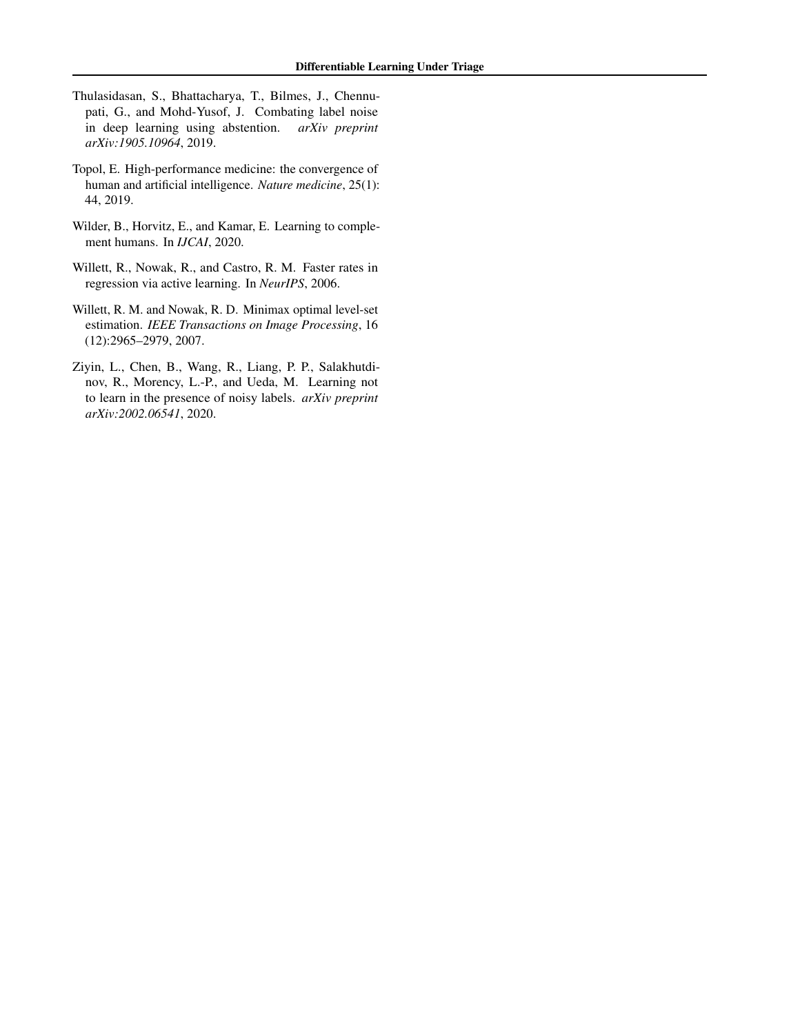Thulasidasan, S., Bhattacharya, T., Bilmes, J., Chennupati, G., and Mohd-Yusof, J. Combating label noise in deep learning using abstention. *arXiv preprint arXiv:1905.10964*, 2019.

Topol, E. High-performance medicine: the convergence of human and artificial intelligence. *Nature medicine*, 25(1): 44, 2019.

Wilder, B., Horvitz, E., and Kamar, E. Learning to complement humans. In *IJCAI*, 2020.

Willett, R., Nowak, R., and Castro, R. M. Faster rates in regression via active learning. In *NeurIPS*, 2006.

Willett, R. M. and Nowak, R. D. Minimax optimal level-set estimation. *IEEE Transactions on Image Processing*, 16 (12):2965–2979, 2007.

Ziyin, L., Chen, B., Wang, R., Liang, P. P., Salakhutdinov, R., Morency, L.-P., and Ueda, M. Learning not to learn in the presence of noisy labels. *arXiv preprint arXiv:2002.06541*, 2020.